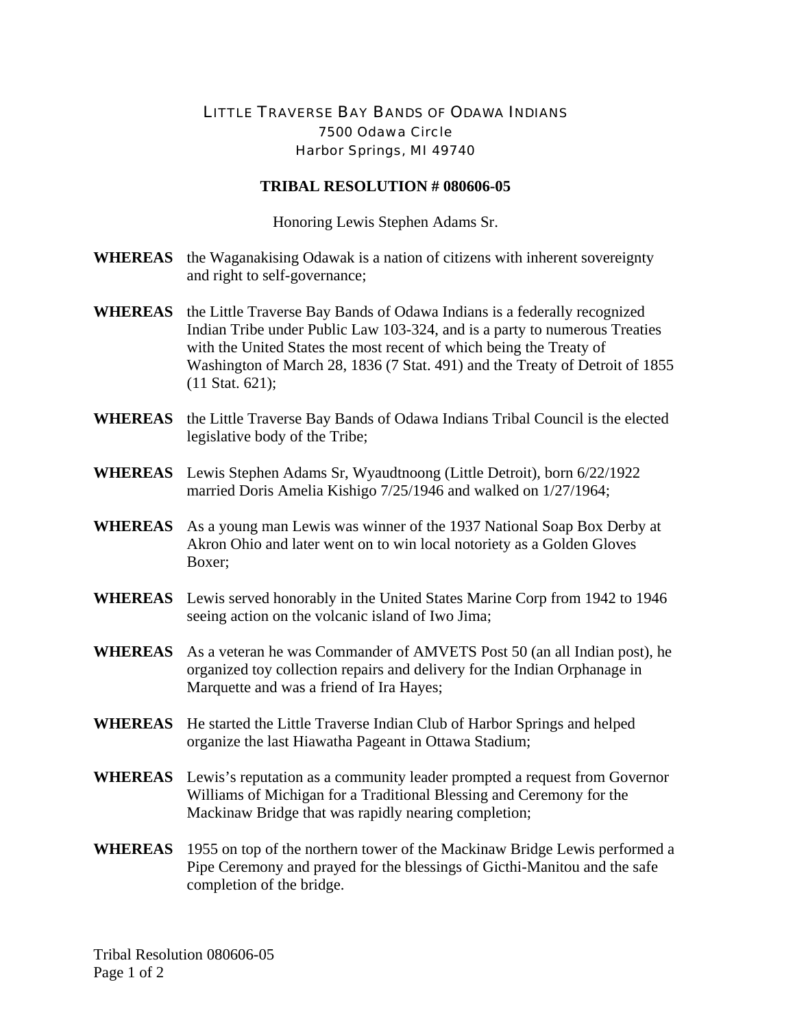# Little Traverse Bay Bands of Odawa Indians

7500 Odawa Circle
Harbor Springs, MI 49740

## TRIBAL RESOLUTION # 080606-05

Honoring Lewis Stephen Adams Sr.

**WHEREAS** the Waganakising Odawak is a nation of citizens with inherent sovereignty and right to self-governance;

**WHEREAS** the Little Traverse Bay Bands of Odawa Indians is a federally recognized Indian Tribe under Public Law 103-324, and is a party to numerous Treaties with the United States the most recent of which being the Treaty of Washington of March 28, 1836 (7 Stat. 491) and the Treaty of Detroit of 1855 (11 Stat. 621);

**WHEREAS** the Little Traverse Bay Bands of Odawa Indians Tribal Council is the elected legislative body of the Tribe;

**WHEREAS** Lewis Stephen Adams Sr, Wyaudtnoong (Little Detroit), born 6/22/1922 married Doris Amelia Kishigo 7/25/1946 and walked on 1/27/1964;

**WHEREAS** As a young man Lewis was winner of the 1937 National Soap Box Derby at Akron Ohio and later went on to win local notoriety as a Golden Gloves Boxer;

**WHEREAS** Lewis served honorably in the United States Marine Corp from 1942 to 1946 seeing action on the volcanic island of Iwo Jima;

**WHEREAS** As a veteran he was Commander of AMVETS Post 50 (an all Indian post), he organized toy collection repairs and delivery for the Indian Orphanage in Marquette and was a friend of Ira Hayes;

**WHEREAS** He started the Little Traverse Indian Club of Harbor Springs and helped organize the last Hiawatha Pageant in Ottawa Stadium;

**WHEREAS** Lewis's reputation as a community leader prompted a request from Governor Williams of Michigan for a Traditional Blessing and Ceremony for the Mackinaw Bridge that was rapidly nearing completion;

**WHEREAS** 1955 on top of the northern tower of the Mackinaw Bridge Lewis performed a Pipe Ceremony and prayed for the blessings of Gicthi-Manitou and the safe completion of the bridge.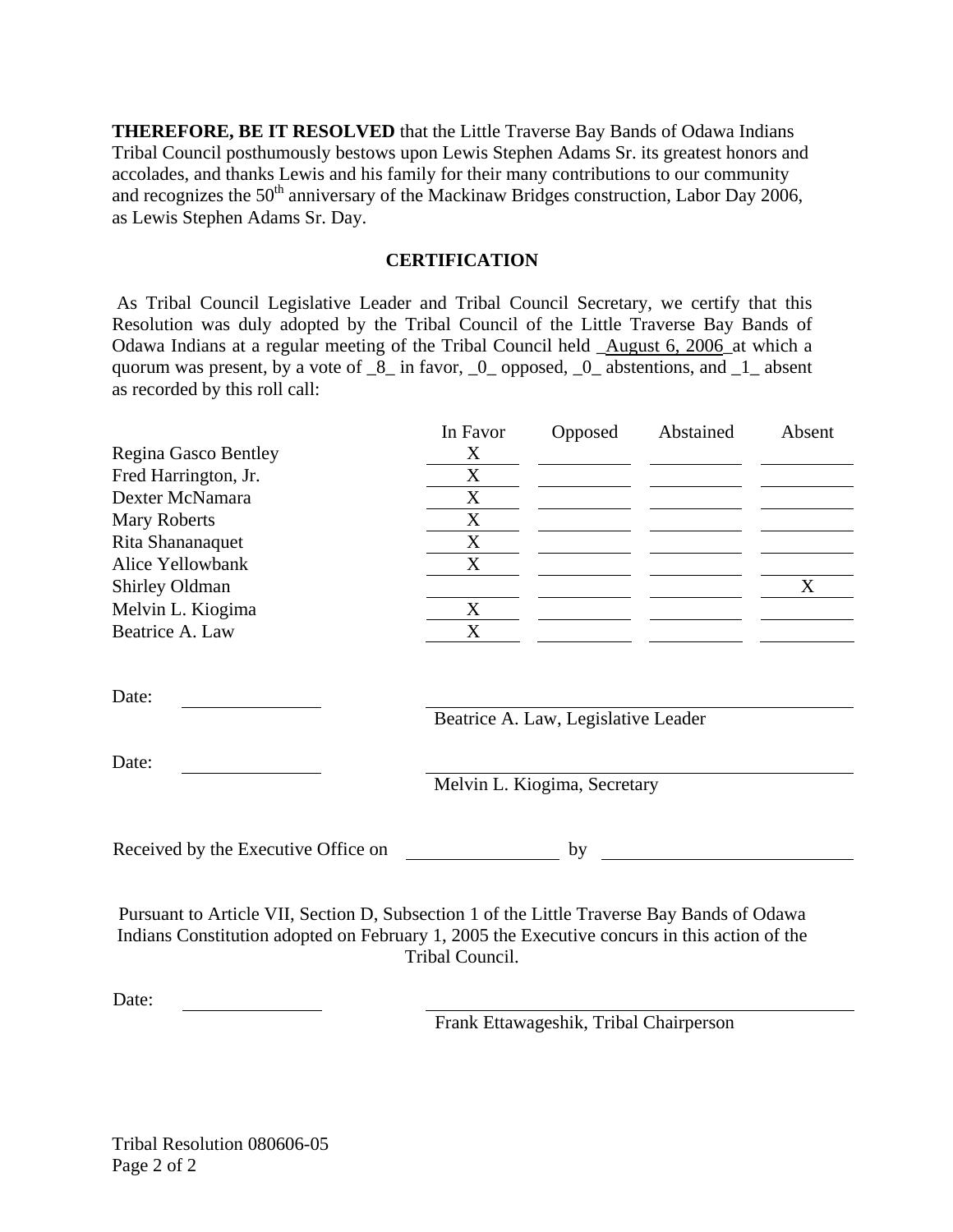**THEREFORE, BE IT RESOLVED** that the Little Traverse Bay Bands of Odawa Indians Tribal Council posthumously bestows upon Lewis Stephen Adams Sr. its greatest honors and accolades, and thanks Lewis and his family for their many contributions to our community and recognizes the 50th anniversary of the Mackinaw Bridges construction, Labor Day 2006, as Lewis Stephen Adams Sr. Day.

**CERTIFICATION**

As Tribal Council Legislative Leader and Tribal Council Secretary, we certify that this Resolution was duly adopted by the Tribal Council of the Little Traverse Bay Bands of Odawa Indians at a regular meeting of the Tribal Council held _August 6, 2006_at which a quorum was present, by a vote of _8_ in favor, _0_ opposed, _0_ abstentions, and _1_ absent as recorded by this roll call:

| | In Favor | Opposed | Abstained | Absent |
|---|---|---|---|---|
| Regina Gasco Bentley | X | | | |
| Fred Harrington, Jr. | X | | | |
| Dexter McNamara | X | | | |
| Mary Roberts | X | | | |
| Rita Shananaquet | X | | | |
| Alice Yellowbank | X | | | |
| Shirley Oldman | | | | X |
| Melvin L. Kiogima | X | | | |
| Beatrice A. Law | X | | | |

Date: ____________ ______________________________
Beatrice A. Law, Legislative Leader

Date: ____________ ______________________________
Melvin L. Kiogima, Secretary

Received by the Executive Office on ____________ by ______________________

Pursuant to Article VII, Section D, Subsection 1 of the Little Traverse Bay Bands of Odawa Indians Constitution adopted on February 1, 2005 the Executive concurs in this action of the Tribal Council.

Date: ____________ ______________________________
Frank Ettawageshik, Tribal Chairperson

Tribal Resolution 080606-05